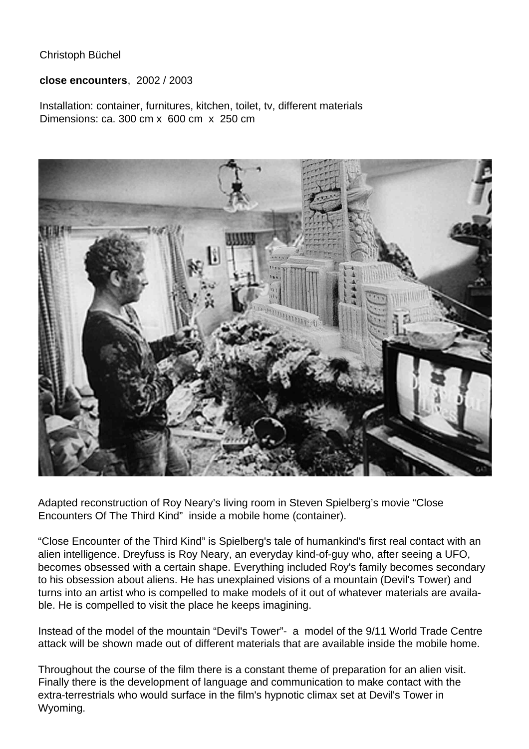Christoph Büchel

**close encounters**, 2002 / 2003

Installation: container, furnitures, kitchen, toilet, tv, different materials
Dimensions: ca. 300 cm x 600 cm x 250 cm

Adapted reconstruction of Roy Neary's living room in Steven Spielberg's movie "Close Encounters Of The Third Kind" inside a mobile home (container).

"Close Encounter of the Third Kind" is Spielberg's tale of humankind's first real contact with an alien intelligence. Dreyfuss is Roy Neary, an everyday kind-of-guy who, after seeing a UFO, becomes obsessed with a certain shape. Everything included Roy's family becomes secondary to his obsession about aliens. He has unexplained visions of a mountain (Devil's Tower) and turns into an artist who is compelled to make models of it out of whatever materials are available. He is compelled to visit the place he keeps imagining.

Instead of the model of the mountain "Devil's Tower"- a model of the 9/11 World Trade Centre attack will be shown made out of different materials that are available inside the mobile home.

Throughout the course of the film there is a constant theme of preparation for an alien visit. Finally there is the development of language and communication to make contact with the extra-terrestrials who would surface in the film's hypnotic climax set at Devil's Tower in Wyoming.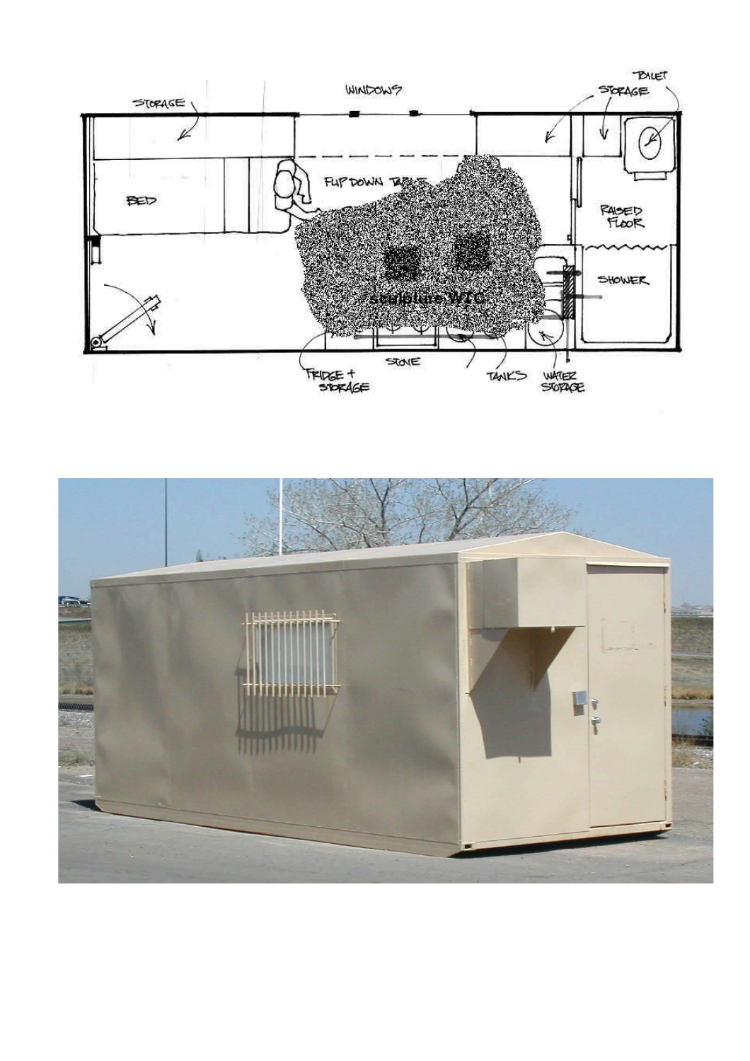STORAGE

WINDOWS

TOILET

STORAGE

BED

FLIP DOWN TABLE

RAISED FLOOR

sculpture WTC

SHOWER

FRIDGE + STORAGE

STOVE

TANKS

WATER STORAGE